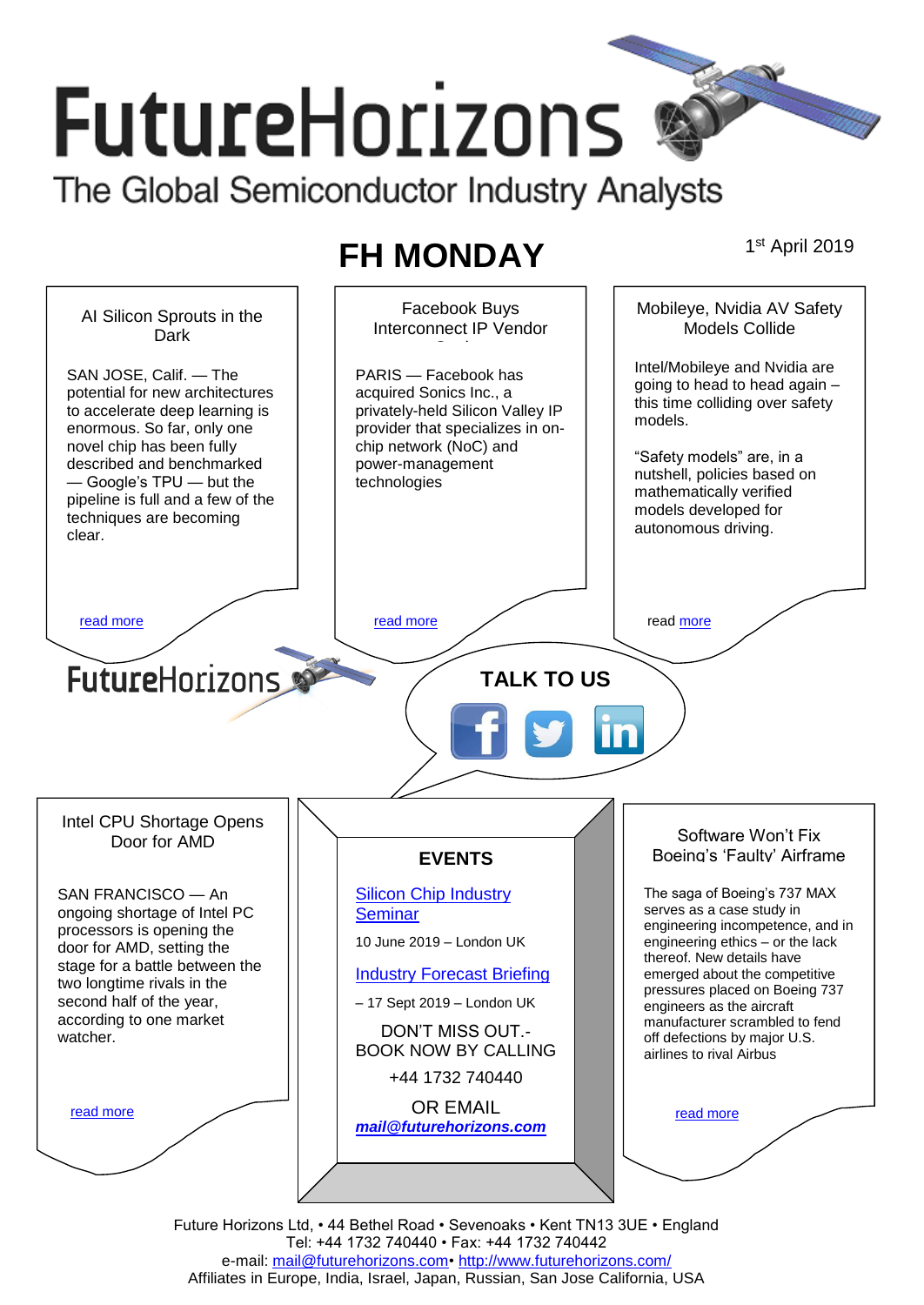# FutureHorizons

The Global Semiconductor Industry Analysts

## FH MONDAY

1st April 2019

### AI Silicon Sprouts in the Dark

SAN JOSE, Calif. — The potential for new architectures to accelerate deep learning is enormous. So far, only one novel chip has been fully described and benchmarked — Google's TPU — but the pipeline is full and a few of the techniques are becoming clear.

read more

### Facebook Buys Interconnect IP Vendor

PARIS — Facebook has acquired Sonics Inc., a privately-held Silicon Valley IP provider that specializes in on-chip network (NoC) and power-management technologies

read more

### Mobileye, Nvidia AV Safety Models Collide

Intel/Mobileye and Nvidia are going to head to head again – this time colliding over safety models.

"Safety models" are, in a nutshell, policies based on mathematically verified models developed for autonomous driving.

read more

FutureHorizons

**TALK TO US**

### Intel CPU Shortage Opens Door for AMD

SAN FRANCISCO — An ongoing shortage of Intel PC processors is opening the door for AMD, setting the stage for a battle between the two longtime rivals in the second half of the year, according to one market watcher.

read more

### EVENTS

Silicon Chip Industry Seminar

10 June 2019 – London UK

Industry Forecast Briefing

– 17 Sept 2019 – London UK

DON'T MISS OUT.- BOOK NOW BY CALLING

+44 1732 740440

OR EMAIL

***mail@futurehorizons.com***

### Software Won't Fix Boeing's 'Faulty' Airframe

The saga of Boeing's 737 MAX serves as a case study in engineering incompetence, and in engineering ethics – or the lack thereof. New details have emerged about the competitive pressures placed on Boeing 737 engineers as the aircraft manufacturer scrambled to fend off defections by major U.S. airlines to rival Airbus

read more

Future Horizons Ltd, • 44 Bethel Road • Sevenoaks • Kent TN13 3UE • England
Tel: +44 1732 740440 • Fax: +44 1732 740442
e-mail: mail@futurehorizons.com• http://www.futurehorizons.com/
Affiliates in Europe, India, Israel, Japan, Russian, San Jose California, USA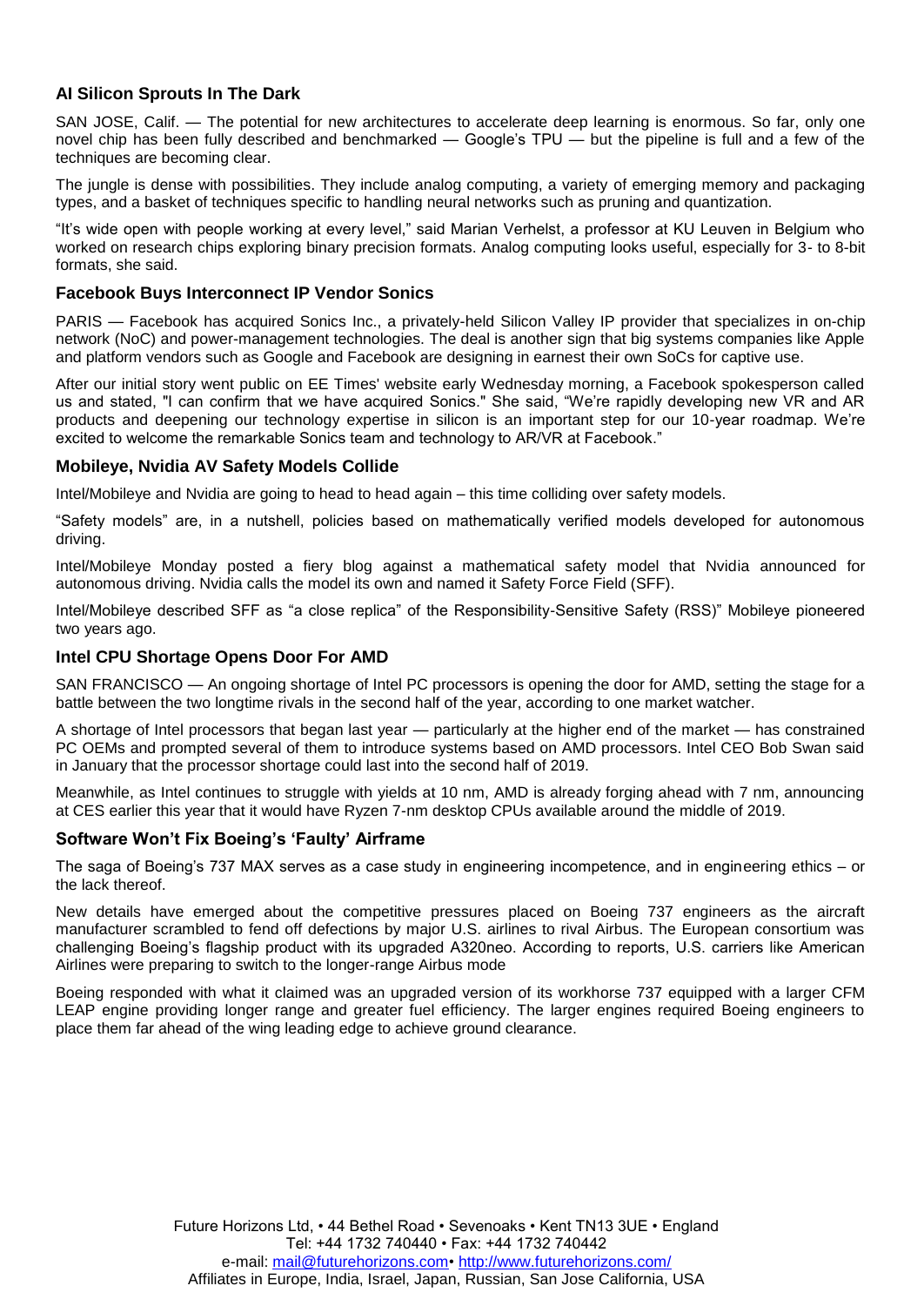### AI Silicon Sprouts In The Dark

SAN JOSE, Calif. — The potential for new architectures to accelerate deep learning is enormous. So far, only one novel chip has been fully described and benchmarked — Google's TPU — but the pipeline is full and a few of the techniques are becoming clear.

The jungle is dense with possibilities. They include analog computing, a variety of emerging memory and packaging types, and a basket of techniques specific to handling neural networks such as pruning and quantization.

"It's wide open with people working at every level," said Marian Verhelst, a professor at KU Leuven in Belgium who worked on research chips exploring binary precision formats. Analog computing looks useful, especially for 3- to 8-bit formats, she said.

### Facebook Buys Interconnect IP Vendor Sonics

PARIS — Facebook has acquired Sonics Inc., a privately-held Silicon Valley IP provider that specializes in on-chip network (NoC) and power-management technologies. The deal is another sign that big systems companies like Apple and platform vendors such as Google and Facebook are designing in earnest their own SoCs for captive use.

After our initial story went public on EE Times' website early Wednesday morning, a Facebook spokesperson called us and stated, "I can confirm that we have acquired Sonics." She said, "We're rapidly developing new VR and AR products and deepening our technology expertise in silicon is an important step for our 10-year roadmap. We're excited to welcome the remarkable Sonics team and technology to AR/VR at Facebook."

### Mobileye, Nvidia AV Safety Models Collide

Intel/Mobileye and Nvidia are going to head to head again – this time colliding over safety models.

"Safety models" are, in a nutshell, policies based on mathematically verified models developed for autonomous driving.

Intel/Mobileye Monday posted a fiery blog against a mathematical safety model that Nvidia announced for autonomous driving. Nvidia calls the model its own and named it Safety Force Field (SFF).

Intel/Mobileye described SFF as "a close replica" of the Responsibility-Sensitive Safety (RSS)" Mobileye pioneered two years ago.

### Intel CPU Shortage Opens Door For AMD

SAN FRANCISCO — An ongoing shortage of Intel PC processors is opening the door for AMD, setting the stage for a battle between the two longtime rivals in the second half of the year, according to one market watcher.

A shortage of Intel processors that began last year — particularly at the higher end of the market — has constrained PC OEMs and prompted several of them to introduce systems based on AMD processors. Intel CEO Bob Swan said in January that the processor shortage could last into the second half of 2019.

Meanwhile, as Intel continues to struggle with yields at 10 nm, AMD is already forging ahead with 7 nm, announcing at CES earlier this year that it would have Ryzen 7-nm desktop CPUs available around the middle of 2019.

### Software Won't Fix Boeing's 'Faulty' Airframe

The saga of Boeing's 737 MAX serves as a case study in engineering incompetence, and in engineering ethics – or the lack thereof.

New details have emerged about the competitive pressures placed on Boeing 737 engineers as the aircraft manufacturer scrambled to fend off defections by major U.S. airlines to rival Airbus. The European consortium was challenging Boeing's flagship product with its upgraded A320neo. According to reports, U.S. carriers like American Airlines were preparing to switch to the longer-range Airbus mode

Boeing responded with what it claimed was an upgraded version of its workhorse 737 equipped with a larger CFM LEAP engine providing longer range and greater fuel efficiency. The larger engines required Boeing engineers to place them far ahead of the wing leading edge to achieve ground clearance.

Future Horizons Ltd, • 44 Bethel Road • Sevenoaks • Kent TN13 3UE • England
Tel: +44 1732 740440 • Fax: +44 1732 740442
e-mail: mail@futurehorizons.com• http://www.futurehorizons.com/
Affiliates in Europe, India, Israel, Japan, Russian, San Jose California, USA